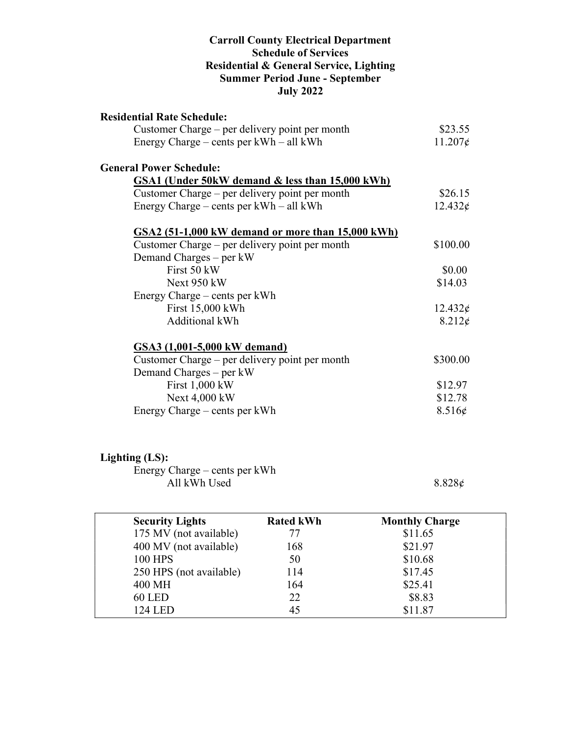# Carroll County Electrical Department
## Schedule of Services
## Residential & General Service, Lighting
## Summer Period June - September
## July 2022

**Residential Rate Schedule:**

| | |
|---|---|
| Customer Charge – per delivery point per month | \$23.55 |
| Energy Charge – cents per kWh – all kWh | 11.207¢ |

**General Power Schedule:**

**<u>GSA1 (Under 50kW demand & less than 15,000 kWh)</u>**

| | |
|---|---|
| Customer Charge – per delivery point per month | \$26.15 |
| Energy Charge – cents per kWh – all kWh | 12.432¢ |

**<u>GSA2 (51-1,000 kW demand or more than 15,000 kWh)</u>**

| | |
|---|---|
| Customer Charge – per delivery point per month | \$100.00 |
| Demand Charges – per kW | |
| First 50 kW | \$0.00 |
| Next 950 kW | \$14.03 |
| Energy Charge – cents per kWh | |
| First 15,000 kWh | 12.432¢ |
| Additional kWh | 8.212¢ |

**<u>GSA3 (1,001-5,000 kW demand)</u>**

| | |
|---|---|
| Customer Charge – per delivery point per month | \$300.00 |
| Demand Charges – per kW | |
| First 1,000 kW | \$12.97 |
| Next 4,000 kW | \$12.78 |
| Energy Charge – cents per kWh | 8.516¢ |

**Lighting (LS):**

| | |
|---|---|
| Energy Charge – cents per kWh | |
| All kWh Used | 8.828¢ |

| Security Lights | Rated kWh | Monthly Charge |
|---|---|---|
| 175 MV (not available) | 77 | \$11.65 |
| 400 MV (not available) | 168 | \$21.97 |
| 100 HPS | 50 | \$10.68 |
| 250 HPS (not available) | 114 | \$17.45 |
| 400 MH | 164 | \$25.41 |
| 60 LED | 22 | \$8.83 |
| 124 LED | 45 | \$11.87 |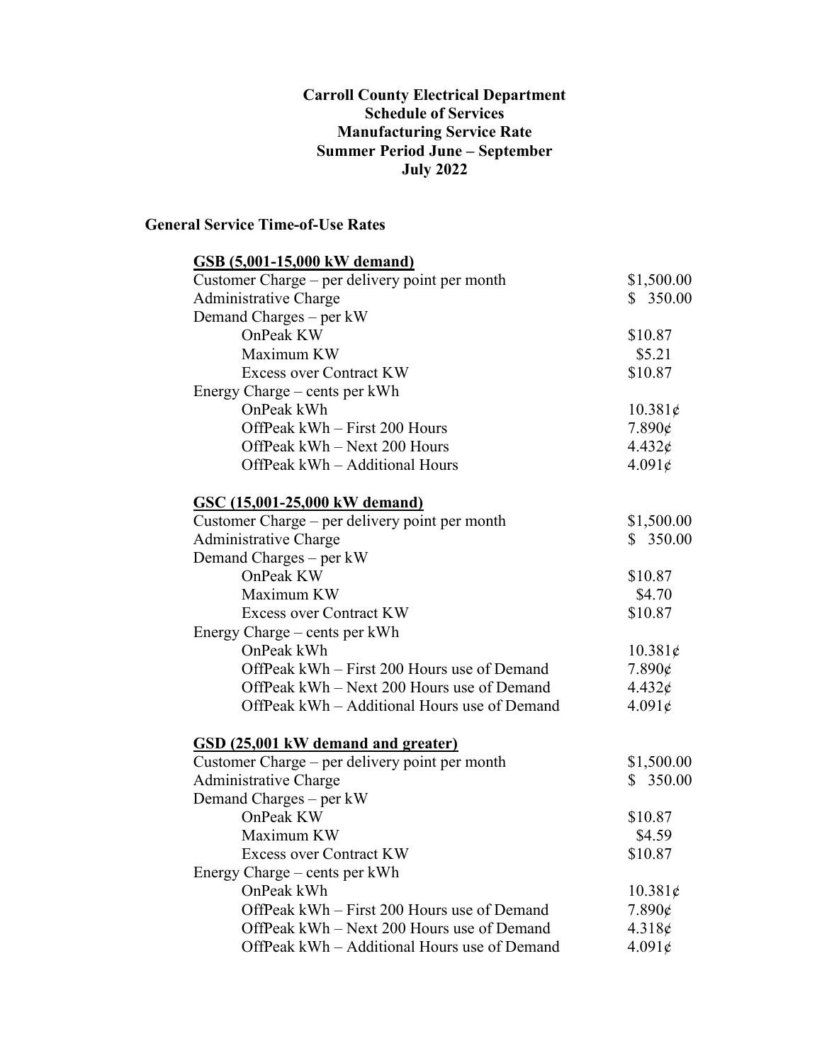**Carroll County Electrical Department**
**Schedule of Services**
**Manufacturing Service Rate**
**Summer Period June – September**
**July 2022**

## General Service Time-of-Use Rates

### GSB (5,001-15,000 kW demand)

| | |
|---|---|
| Customer Charge – per delivery point per month | \$1,500.00 |
| Administrative Charge | \$ 350.00 |
| Demand Charges – per kW | |
| OnPeak KW | \$10.87 |
| Maximum KW | \$5.21 |
| Excess over Contract KW | \$10.87 |
| Energy Charge – cents per kWh | |
| OnPeak kWh | 10.381¢ |
| OffPeak kWh – First 200 Hours | 7.890¢ |
| OffPeak kWh – Next 200 Hours | 4.432¢ |
| OffPeak kWh – Additional Hours | 4.091¢ |

### GSC (15,001-25,000 kW demand)

| | |
|---|---|
| Customer Charge – per delivery point per month | \$1,500.00 |
| Administrative Charge | \$ 350.00 |
| Demand Charges – per kW | |
| OnPeak KW | \$10.87 |
| Maximum KW | \$4.70 |
| Excess over Contract KW | \$10.87 |
| Energy Charge – cents per kWh | |
| OnPeak kWh | 10.381¢ |
| OffPeak kWh – First 200 Hours use of Demand | 7.890¢ |
| OffPeak kWh – Next 200 Hours use of Demand | 4.432¢ |
| OffPeak kWh – Additional Hours use of Demand | 4.091¢ |

### GSD (25,001 kW demand and greater)

| | |
|---|---|
| Customer Charge – per delivery point per month | \$1,500.00 |
| Administrative Charge | \$ 350.00 |
| Demand Charges – per kW | |
| OnPeak KW | \$10.87 |
| Maximum KW | \$4.59 |
| Excess over Contract KW | \$10.87 |
| Energy Charge – cents per kWh | |
| OnPeak kWh | 10.381¢ |
| OffPeak kWh – First 200 Hours use of Demand | 7.890¢ |
| OffPeak kWh – Next 200 Hours use of Demand | 4.318¢ |
| OffPeak kWh – Additional Hours use of Demand | 4.091¢ |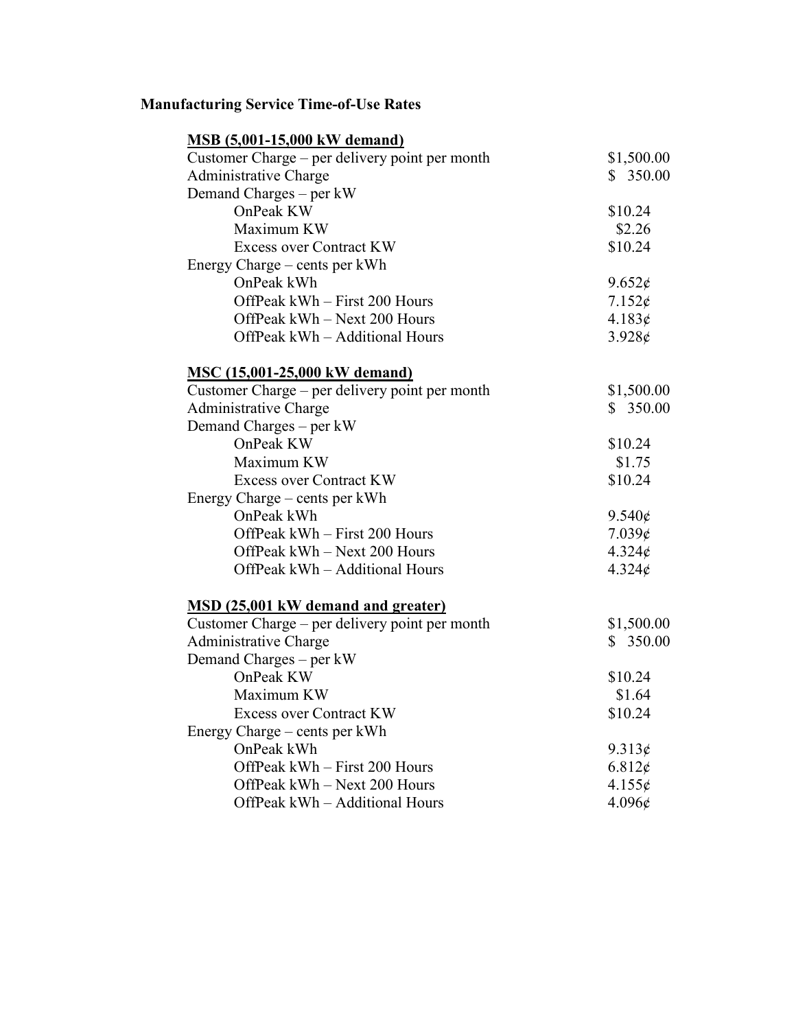## Manufacturing Service Time-of-Use Rates

### MSB (5,001-15,000 kW demand)

| | |
|---|---|
| Customer Charge – per delivery point per month | \$1,500.00 |
| Administrative Charge | \$ 350.00 |
| Demand Charges – per kW | |
| OnPeak KW | \$10.24 |
| Maximum KW | \$2.26 |
| Excess over Contract KW | \$10.24 |
| Energy Charge – cents per kWh | |
| OnPeak kWh | 9.652¢ |
| OffPeak kWh – First 200 Hours | 7.152¢ |
| OffPeak kWh – Next 200 Hours | 4.183¢ |
| OffPeak kWh – Additional Hours | 3.928¢ |

### MSC (15,001-25,000 kW demand)

| | |
|---|---|
| Customer Charge – per delivery point per month | \$1,500.00 |
| Administrative Charge | \$ 350.00 |
| Demand Charges – per kW | |
| OnPeak KW | \$10.24 |
| Maximum KW | \$1.75 |
| Excess over Contract KW | \$10.24 |
| Energy Charge – cents per kWh | |
| OnPeak kWh | 9.540¢ |
| OffPeak kWh – First 200 Hours | 7.039¢ |
| OffPeak kWh – Next 200 Hours | 4.324¢ |
| OffPeak kWh – Additional Hours | 4.324¢ |

### MSD (25,001 kW demand and greater)

| | |
|---|---|
| Customer Charge – per delivery point per month | \$1,500.00 |
| Administrative Charge | \$ 350.00 |
| Demand Charges – per kW | |
| OnPeak KW | \$10.24 |
| Maximum KW | \$1.64 |
| Excess over Contract KW | \$10.24 |
| Energy Charge – cents per kWh | |
| OnPeak kWh | 9.313¢ |
| OffPeak kWh – First 200 Hours | 6.812¢ |
| OffPeak kWh – Next 200 Hours | 4.155¢ |
| OffPeak kWh – Additional Hours | 4.096¢ |